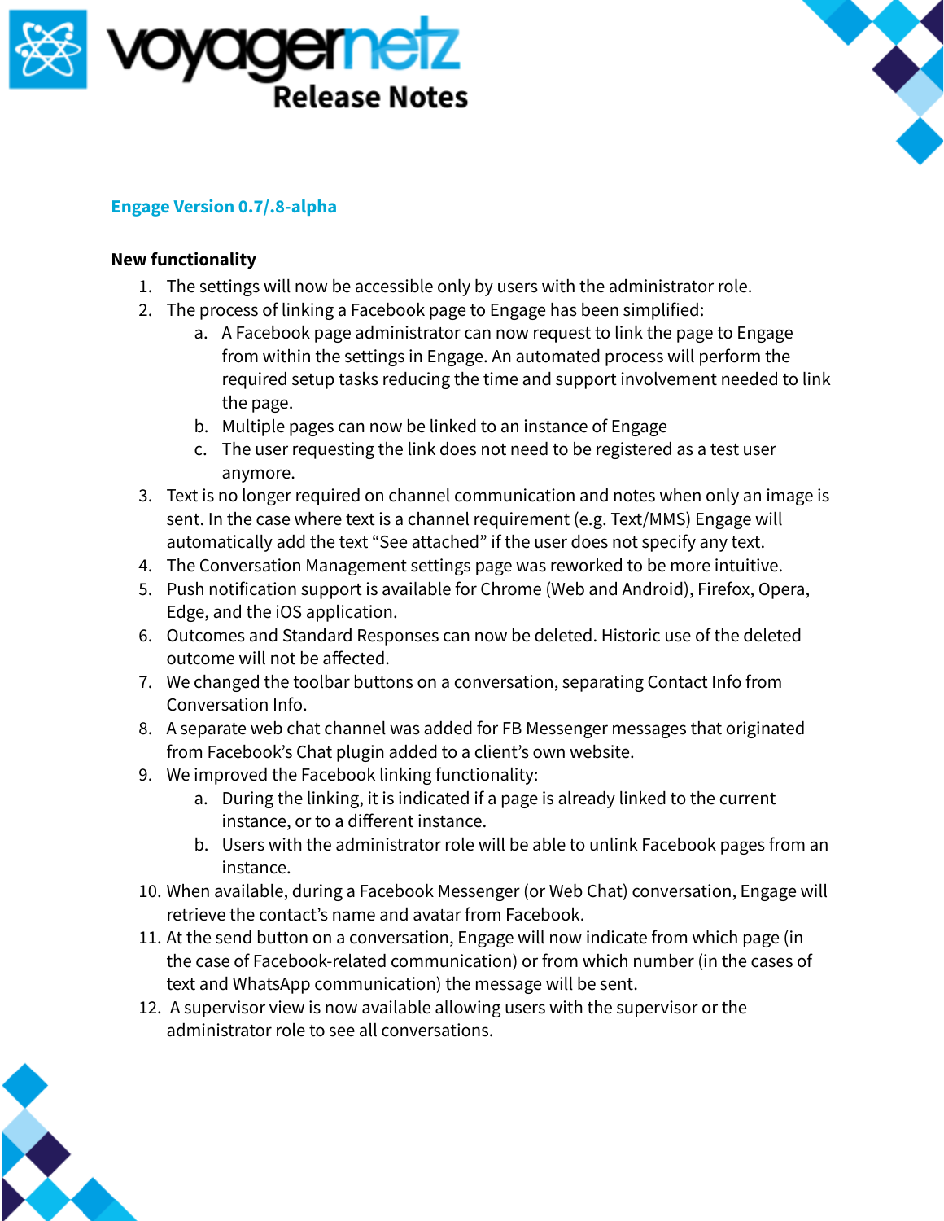# voyagernetz Release Notes

## Engage Version 0.7/.8-alpha

**New functionality**

1. The settings will now be accessible only by users with the administrator role.
2. The process of linking a Facebook page to Engage has been simplified:
    a. A Facebook page administrator can now request to link the page to Engage from within the settings in Engage. An automated process will perform the required setup tasks reducing the time and support involvement needed to link the page.
    b. Multiple pages can now be linked to an instance of Engage
    c. The user requesting the link does not need to be registered as a test user anymore.
3. Text is no longer required on channel communication and notes when only an image is sent. In the case where text is a channel requirement (e.g. Text/MMS) Engage will automatically add the text "See attached" if the user does not specify any text.
4. The Conversation Management settings page was reworked to be more intuitive.
5. Push notification support is available for Chrome (Web and Android), Firefox, Opera, Edge, and the iOS application.
6. Outcomes and Standard Responses can now be deleted. Historic use of the deleted outcome will not be affected.
7. We changed the toolbar buttons on a conversation, separating Contact Info from Conversation Info.
8. A separate web chat channel was added for FB Messenger messages that originated from Facebook's Chat plugin added to a client's own website.
9. We improved the Facebook linking functionality:
    a. During the linking, it is indicated if a page is already linked to the current instance, or to a different instance.
    b. Users with the administrator role will be able to unlink Facebook pages from an instance.
10. When available, during a Facebook Messenger (or Web Chat) conversation, Engage will retrieve the contact's name and avatar from Facebook.
11. At the send button on a conversation, Engage will now indicate from which page (in the case of Facebook-related communication) or from which number (in the cases of text and WhatsApp communication) the message will be sent.
12. A supervisor view is now available allowing users with the supervisor or the administrator role to see all conversations.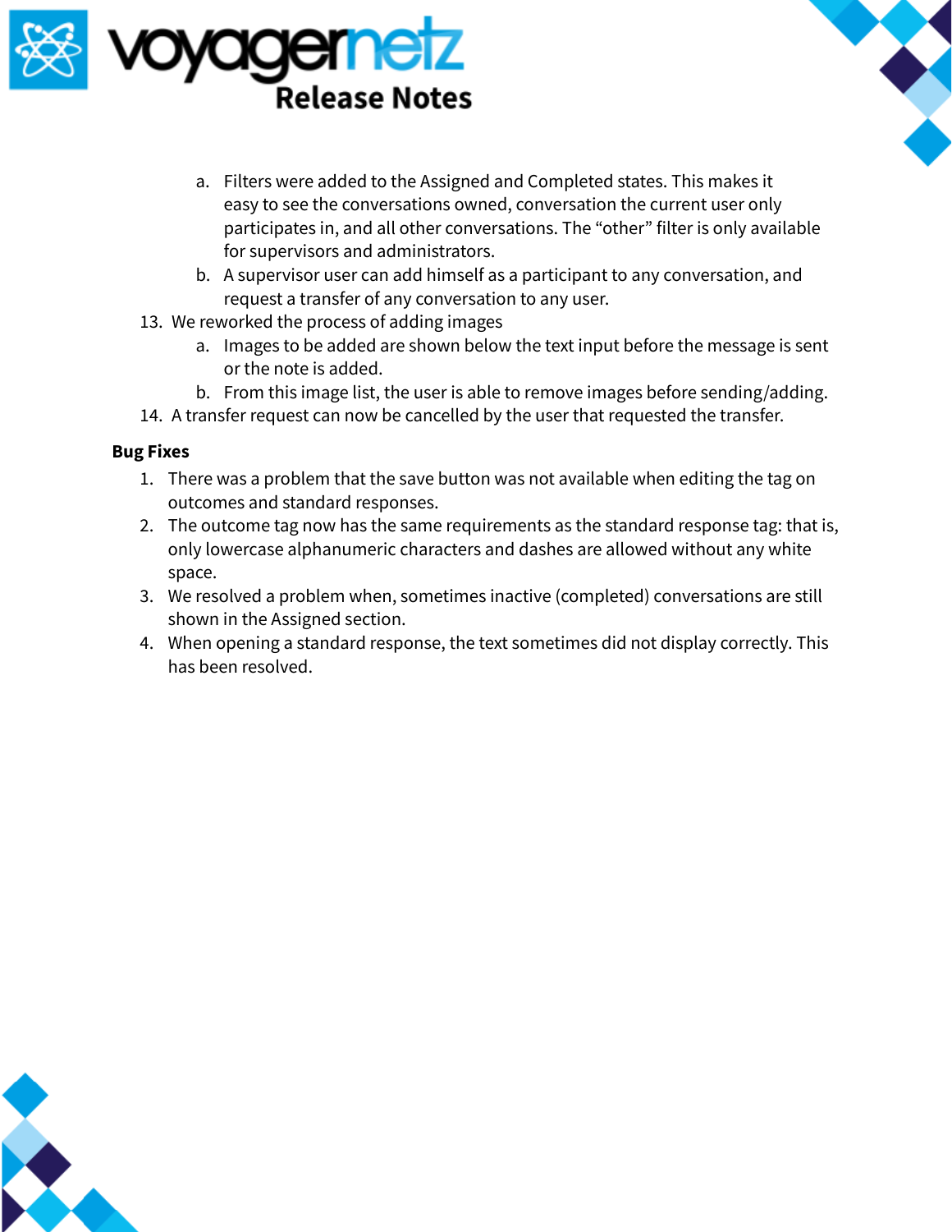a. Filters were added to the Assigned and Completed states. This makes it easy to see the conversations owned, conversation the current user only participates in, and all other conversations. The “other” filter is only available for supervisors and administrators.
   b. A supervisor user can add himself as a participant to any conversation, and request a transfer of any conversation to any user.

13. We reworked the process of adding images
   a. Images to be added are shown below the text input before the message is sent or the note is added.
   b. From this image list, the user is able to remove images before sending/adding.
14. A transfer request can now be cancelled by the user that requested the transfer.

**Bug Fixes**

1. There was a problem that the save button was not available when editing the tag on outcomes and standard responses.
2. The outcome tag now has the same requirements as the standard response tag: that is, only lowercase alphanumeric characters and dashes are allowed without any white space.
3. We resolved a problem when, sometimes inactive (completed) conversations are still shown in the Assigned section.
4. When opening a standard response, the text sometimes did not display correctly. This has been resolved.